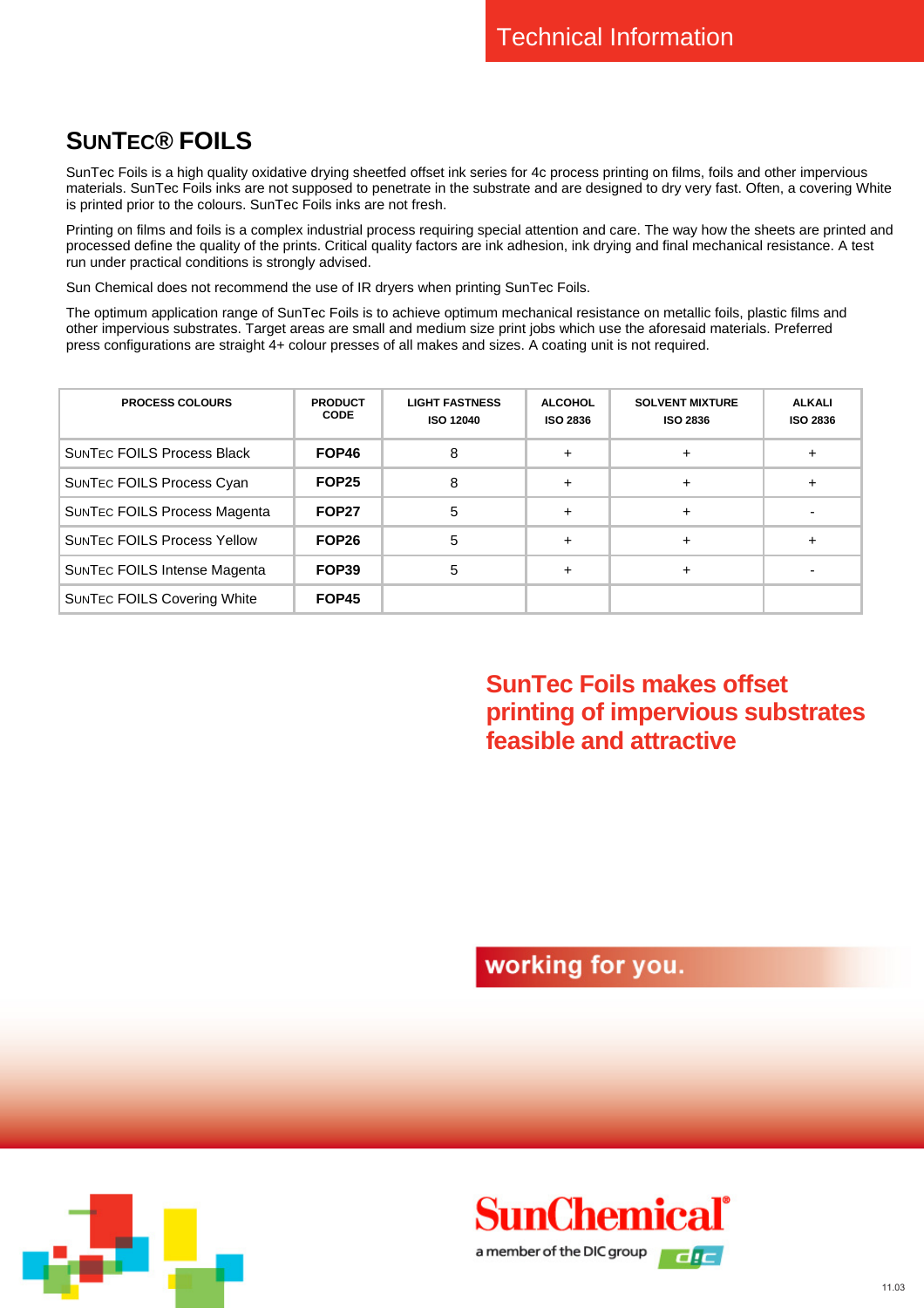Technical Information

# SUNTEC® FOILS

SunTec Foils is a high quality oxidative drying sheetfed offset ink series for 4c process printing on films, foils and other impervious materials. SunTec Foils inks are not supposed to penetrate in the substrate and are designed to dry very fast. Often, a covering White is printed prior to the colours. SunTec Foils inks are not fresh.

Printing on films and foils is a complex industrial process requiring special attention and care. The way how the sheets are printed and processed define the quality of the prints. Critical quality factors are ink adhesion, ink drying and final mechanical resistance. A test run under practical conditions is strongly advised.

Sun Chemical does not recommend the use of IR dryers when printing SunTec Foils.

The optimum application range of SunTec Foils is to achieve optimum mechanical resistance on metallic foils, plastic films and other impervious substrates. Target areas are small and medium size print jobs which use the aforesaid materials. Preferred press configurations are straight 4+ colour presses of all makes and sizes. A coating unit is not required.

| PROCESS COLOURS | PRODUCT CODE | LIGHT FASTNESS ISO 12040 | ALCOHOL ISO 2836 | SOLVENT MIXTURE ISO 2836 | ALKALI ISO 2836 |
|---|---|---|---|---|---|
| SUNTEC FOILS Process Black | **FOP46** | 8 | + | + | + |
| SUNTEC FOILS Process Cyan | **FOP25** | 8 | + | + | + |
| SUNTEC FOILS Process Magenta | **FOP27** | 5 | + | + | - |
| SUNTEC FOILS Process Yellow | **FOP26** | 5 | + | + | + |
| SUNTEC FOILS Intense Magenta | **FOP39** | 5 | + | + | - |
| SUNTEC FOILS Covering White | **FOP45** | | | | |

**SunTec Foils makes offset printing of impervious substrates feasible and attractive**

working for you.

SunChemical®

a member of the DIC group

11.03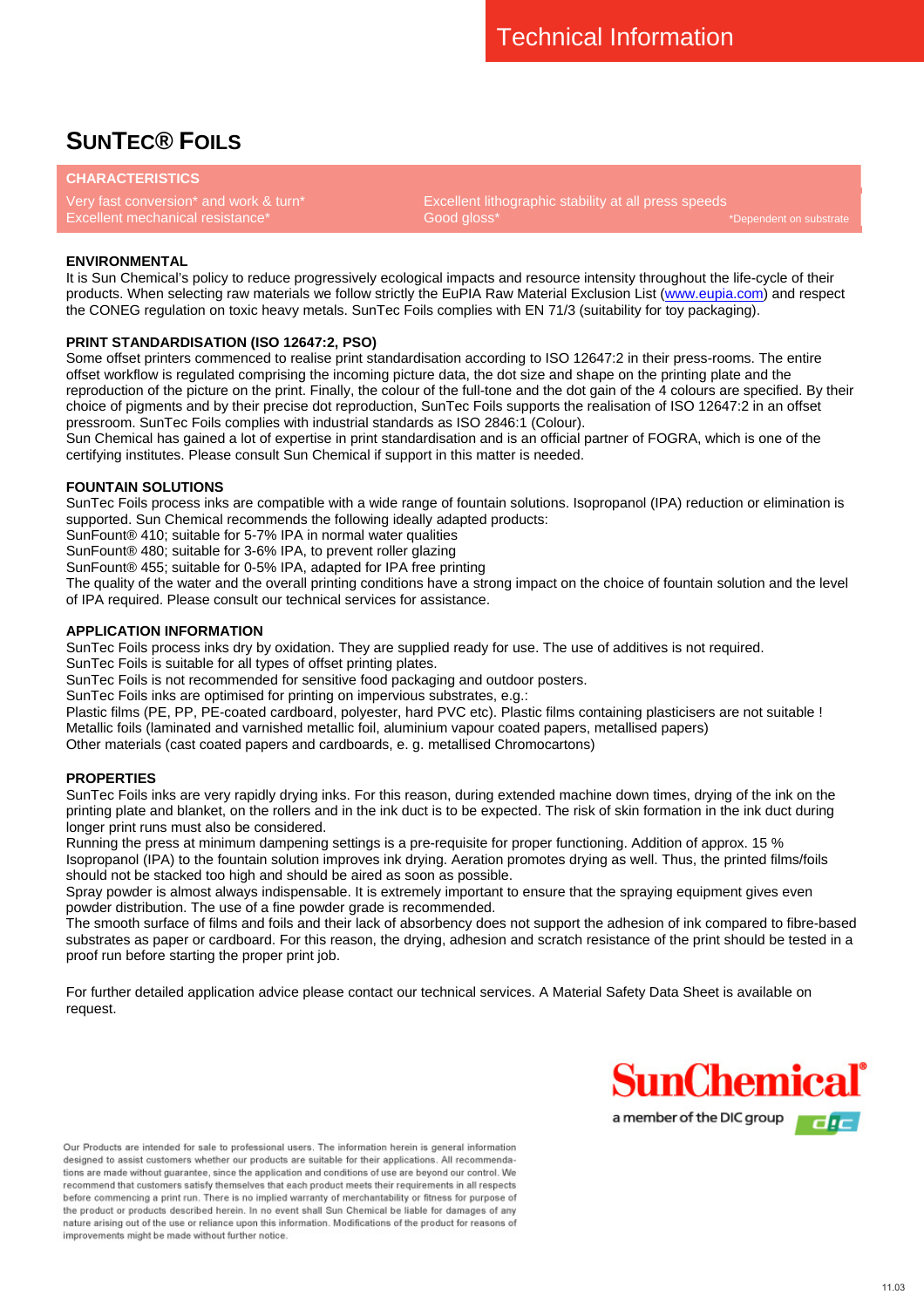# SUNTEC® FOILS

## CHARACTERISTICS

Very fast conversion* and work & turn*
Excellent mechanical resistance*

Excellent lithographic stability at all press speeds
Good gloss*

*Dependent on substrate

**ENVIRONMENTAL**

It is Sun Chemical's policy to reduce progressively ecological impacts and resource intensity throughout the life-cycle of their products. When selecting raw materials we follow strictly the EuPIA Raw Material Exclusion List (www.eupia.com) and respect the CONEG regulation on toxic heavy metals. SunTec Foils complies with EN 71/3 (suitability for toy packaging).

**PRINT STANDARDISATION (ISO 12647:2, PSO)**

Some offset printers commenced to realise print standardisation according to ISO 12647:2 in their press-rooms. The entire offset workflow is regulated comprising the incoming picture data, the dot size and shape on the printing plate and the reproduction of the picture on the print. Finally, the colour of the full-tone and the dot gain of the 4 colours are specified. By their choice of pigments and by their precise dot reproduction, SunTec Foils supports the realisation of ISO 12647:2 in an offset pressroom. SunTec Foils complies with industrial standards as ISO 2846:1 (Colour).
Sun Chemical has gained a lot of expertise in print standardisation and is an official partner of FOGRA, which is one of the certifying institutes. Please consult Sun Chemical if support in this matter is needed.

**FOUNTAIN SOLUTIONS**

SunTec Foils process inks are compatible with a wide range of fountain solutions. Isopropanol (IPA) reduction or elimination is supported. Sun Chemical recommends the following ideally adapted products:
SunFount® 410; suitable for 5-7% IPA in normal water qualities
SunFount® 480; suitable for 3-6% IPA, to prevent roller glazing
SunFount® 455; suitable for 0-5% IPA, adapted for IPA free printing
The quality of the water and the overall printing conditions have a strong impact on the choice of fountain solution and the level of IPA required. Please consult our technical services for assistance.

**APPLICATION INFORMATION**

SunTec Foils process inks dry by oxidation. They are supplied ready for use. The use of additives is not required.
SunTec Foils is suitable for all types of offset printing plates.
SunTec Foils is not recommended for sensitive food packaging and outdoor posters.
SunTec Foils inks are optimised for printing on impervious substrates, e.g.:
Plastic films (PE, PP, PE-coated cardboard, polyester, hard PVC etc). Plastic films containing plasticisers are not suitable !
Metallic foils (laminated and varnished metallic foil, aluminium vapour coated papers, metallised papers)
Other materials (cast coated papers and cardboards, e. g. metallised Chromocartons)

**PROPERTIES**

SunTec Foils inks are very rapidly drying inks. For this reason, during extended machine down times, drying of the ink on the printing plate and blanket, on the rollers and in the ink duct is to be expected. The risk of skin formation in the ink duct during longer print runs must also be considered.
Running the press at minimum dampening settings is a pre-requisite for proper functioning. Addition of approx. 15 % Isopropanol (IPA) to the fountain solution improves ink drying. Aeration promotes drying as well. Thus, the printed films/foils should not be stacked too high and should be aired as soon as possible.
Spray powder is almost always indispensable. It is extremely important to ensure that the spraying equipment gives even powder distribution. The use of a fine powder grade is recommended.
The smooth surface of films and foils and their lack of absorbency does not support the adhesion of ink compared to fibre-based substrates as paper or cardboard. For this reason, the drying, adhesion and scratch resistance of the print should be tested in a proof run before starting the proper print job.

For further detailed application advice please contact our technical services. A Material Safety Data Sheet is available on request.

SunChemical®
a member of the DIC group

Our Products are intended for sale to professional users. The information herein is general information designed to assist customers whether our products are suitable for their applications. All recommendations are made without guarantee, since the application and conditions of use are beyond our control. We recommend that customers satisfy themselves that each product meets their requirements in all respects before commencing a print run. There is no implied warranty of merchantability or fitness for purpose of the product or products described herein. In no event shall Sun Chemical be liable for damages of any nature arising out of the use or reliance upon this information. Modifications of the product for reasons of improvements might be made without further notice.

11.03